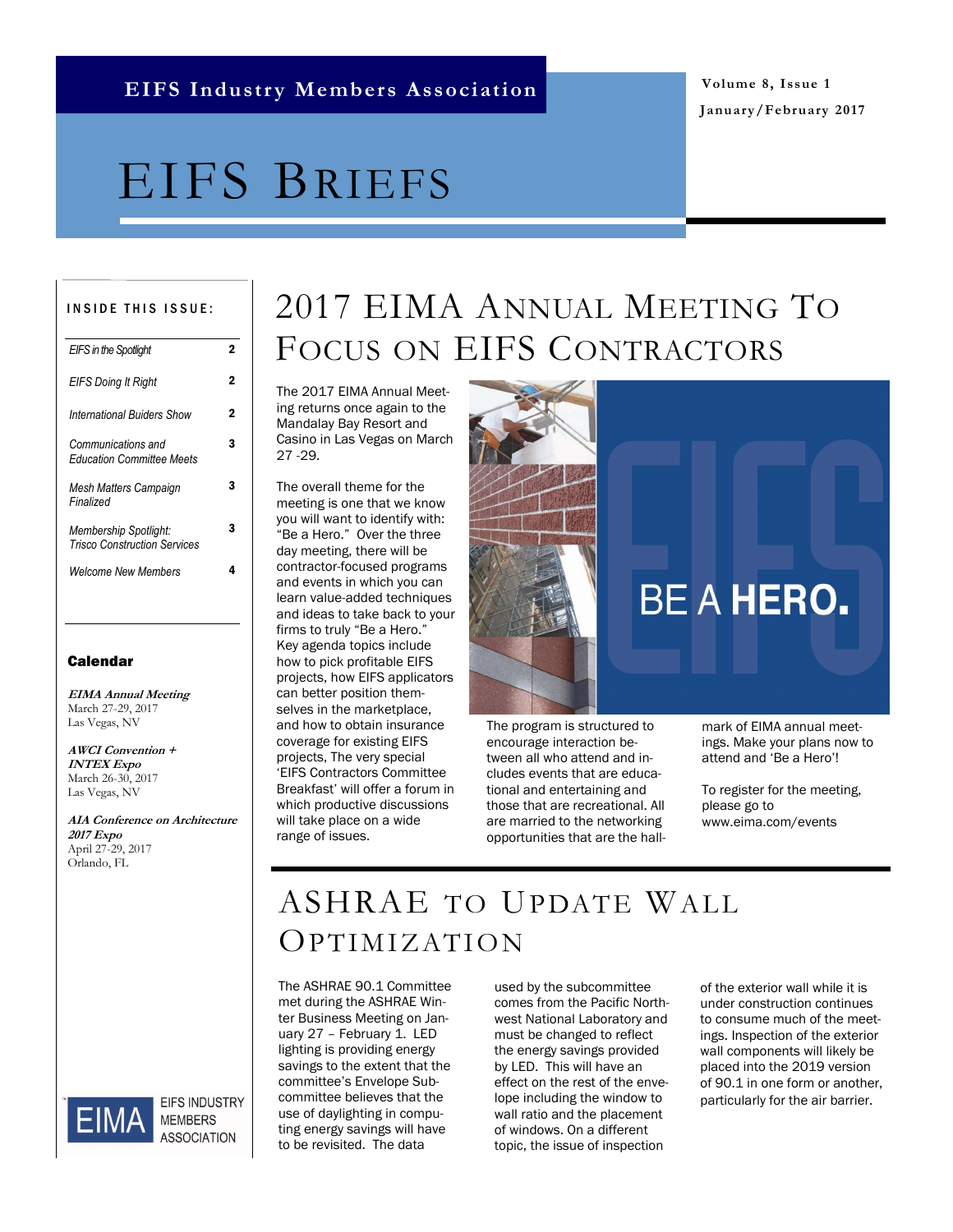**EIFS Industry Members Association**

Volume 8, Issue 1
January/February 2017

# EIFS BRIEFS

**INSIDE THIS ISSUE:**

| | |
|---|---|
| *EIFS in the Spotlight* | 2 |
| *EIFS Doing It Right* | 2 |
| *International Buiders Show* | 2 |
| *Communications and Education Committee Meets* | 3 |
| *Mesh Matters Campaign Finalized* | 3 |
| *Membership Spotlight: Trisco Construction Services* | 3 |
| *Welcome New Members* | 4 |

**Calendar**

***EIMA Annual Meeting***
March 27-29, 2017
Las Vegas, NV

***AWCI Convention + INTEX Expo***
March 26-30, 2017
Las Vegas, NV

***AIA Conference on Architecture 2017 Expo***
April 27-29, 2017
Orlando, FL

## 2017 EIMA Annual Meeting To Focus on EIFS Contractors

The 2017 EIMA Annual Meeting returns once again to the Mandalay Bay Resort and Casino in Las Vegas on March 27 -29.

The overall theme for the meeting is one that we know you will want to identify with: "Be a Hero." Over the three day meeting, there will be contractor-focused programs and events in which you can learn value-added techniques and ideas to take back to your firms to truly "Be a Hero." Key agenda topics include how to pick profitable EIFS projects, how EIFS applicators can better position themselves in the marketplace, and how to obtain insurance coverage for existing EIFS projects, The very special 'EIFS Contractors Committee Breakfast' will offer a forum in which productive discussions will take place on a wide range of issues.

The program is structured to encourage interaction between all who attend and includes events that are educational and entertaining and those that are recreational. All are married to the networking opportunities that are the hallmark of EIMA annual meetings. Make your plans now to attend and 'Be a Hero'!

To register for the meeting, please go to www.eima.com/events

## ASHRAE to Update Wall Optimization

The ASHRAE 90.1 Committee met during the ASHRAE Winter Business Meeting on January 27 – February 1. LED lighting is providing energy savings to the extent that the committee's Envelope Subcommittee believes that the use of daylighting in computing energy savings will have to be revisited. The data used by the subcommittee comes from the Pacific Northwest National Laboratory and must be changed to reflect the energy savings provided by LED. This will have an effect on the rest of the envelope including the window to wall ratio and the placement of windows. On a different topic, the issue of inspection of the exterior wall while it is under construction continues to consume much of the meetings. Inspection of the exterior wall components will likely be placed into the 2019 version of 90.1 in one form or another, particularly for the air barrier.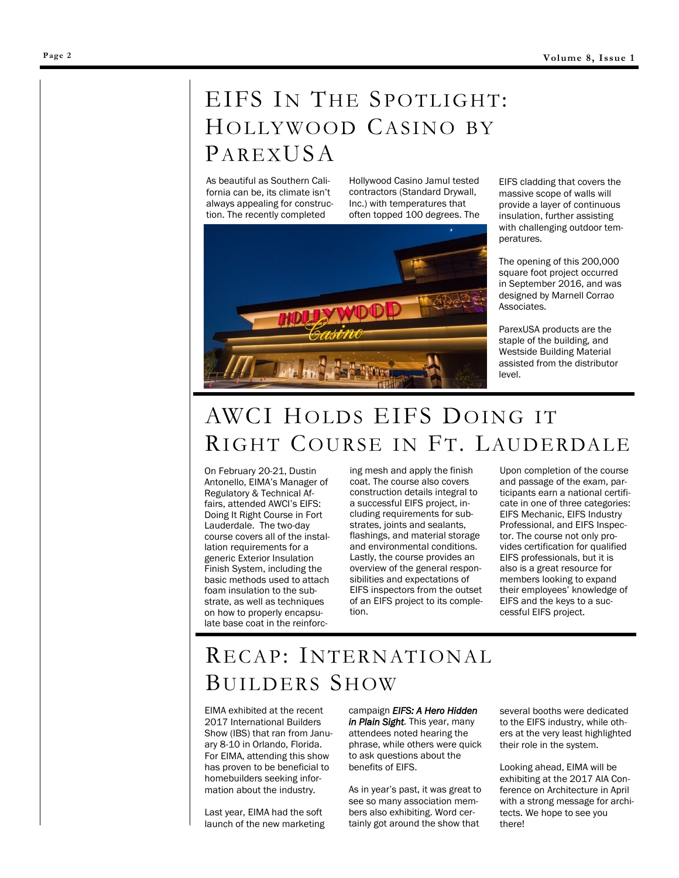## EIFS In The Spotlight: Hollywood Casino by ParexUSA

As beautiful as Southern California can be, its climate isn't always appealing for construction. The recently completed Hollywood Casino Jamul tested contractors (Standard Drywall, Inc.) with temperatures that often topped 100 degrees. The EIFS cladding that covers the massive scope of walls will provide a layer of continuous insulation, further assisting with challenging outdoor temperatures.

The opening of this 200,000 square foot project occurred in September 2016, and was designed by Marnell Corrao Associates.

ParexUSA products are the staple of the building, and Westside Building Material assisted from the distributor level.

## AWCI Holds EIFS Doing it Right Course in Ft. Lauderdale

On February 20-21, Dustin Antonello, EIMA's Manager of Regulatory & Technical Affairs, attended AWCI's EIFS: Doing It Right Course in Fort Lauderdale. The two-day course covers all of the installation requirements for a generic Exterior Insulation Finish System, including the basic methods used to attach foam insulation to the substrate, as well as techniques on how to properly encapsulate base coat in the reinforcing mesh and apply the finish coat. The course also covers construction details integral to a successful EIFS project, including requirements for substrates, joints and sealants, flashings, and material storage and environmental conditions. Lastly, the course provides an overview of the general responsibilities and expectations of EIFS inspectors from the outset of an EIFS project to its completion.

Upon completion of the course and passage of the exam, participants earn a national certificate in one of three categories: EIFS Mechanic, EIFS Industry Professional, and EIFS Inspector. The course not only provides certification for qualified EIFS professionals, but it is also is a great resource for members looking to expand their employees' knowledge of EIFS and the keys to a successful EIFS project.

## Recap: International Builders Show

EIMA exhibited at the recent 2017 International Builders Show (IBS) that ran from January 8-10 in Orlando, Florida. For EIMA, attending this show has proven to be beneficial to homebuilders seeking information about the industry.

Last year, EIMA had the soft launch of the new marketing campaign ***EIFS: A Hero Hidden in Plain Sight***. This year, many attendees noted hearing the phrase, while others were quick to ask questions about the benefits of EIFS.

As in year's past, it was great to see so many association members also exhibiting. Word certainly got around the show that several booths were dedicated to the EIFS industry, while others at the very least highlighted their role in the system.

Looking ahead, EIMA will be exhibiting at the 2017 AIA Conference on Architecture in April with a strong message for architects. We hope to see you there!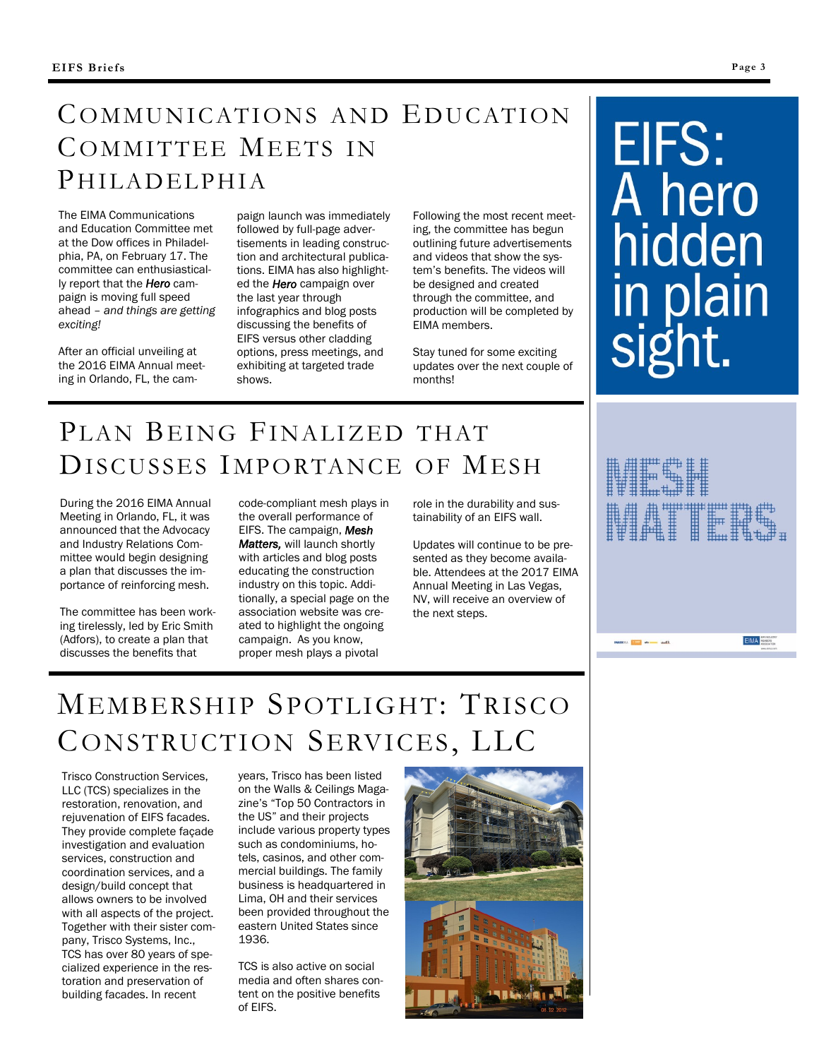## Communications and Education Committee Meets in Philadelphia

The EIMA Communications and Education Committee met at the Dow offices in Philadelphia, PA, on February 17. The committee can enthusiastically report that the ***Hero*** campaign is moving full speed ahead – *and things are getting exciting!*

After an official unveiling at the 2016 EIMA Annual meeting in Orlando, FL, the campaign launch was immediately followed by full-page advertisements in leading construction and architectural publications. EIMA has also highlighted the ***Hero*** campaign over the last year through infographics and blog posts discussing the benefits of EIFS versus other cladding options, press meetings, and exhibiting at targeted trade shows.

Following the most recent meeting, the committee has begun outlining future advertisements and videos that show the system's benefits. The videos will be designed and created through the committee, and production will be completed by EIMA members.

Stay tuned for some exciting updates over the next couple of months!

EIFS: A hero hidden in plain sight.

## Plan Being Finalized that Discusses Importance of Mesh

During the 2016 EIMA Annual Meeting in Orlando, FL, it was announced that the Advocacy and Industry Relations Committee would begin designing a plan that discusses the importance of reinforcing mesh.

The committee has been working tirelessly, led by Eric Smith (Adfors), to create a plan that discusses the benefits that code-compliant mesh plays in the overall performance of EIFS. The campaign, ***Mesh Matters,*** will launch shortly with articles and blog posts educating the construction industry on this topic. Additionally, a special page on the association website was created to highlight the ongoing campaign. As you know, proper mesh plays a pivotal role in the durability and sustainability of an EIFS wall.

Updates will continue to be presented as they become available. Attendees at the 2017 EIMA Annual Meeting in Las Vegas, NV, will receive an overview of the next steps.

MESH MATTERS.

## Membership Spotlight: Trisco Construction Services, LLC

Trisco Construction Services, LLC (TCS) specializes in the restoration, renovation, and rejuvenation of EIFS facades. They provide complete façade investigation and evaluation services, construction and coordination services, and a design/build concept that allows owners to be involved with all aspects of the project. Together with their sister company, Trisco Systems, Inc., TCS has over 80 years of specialized experience in the restoration and preservation of building facades. In recent years, Trisco has been listed on the Walls & Ceilings Magazine's "Top 50 Contractors in the US" and their projects include various property types such as condominiums, hotels, casinos, and other commercial buildings. The family business is headquartered in Lima, OH and their services been provided throughout the eastern United States since 1936.

TCS is also active on social media and often shares content on the positive benefits of EIFS.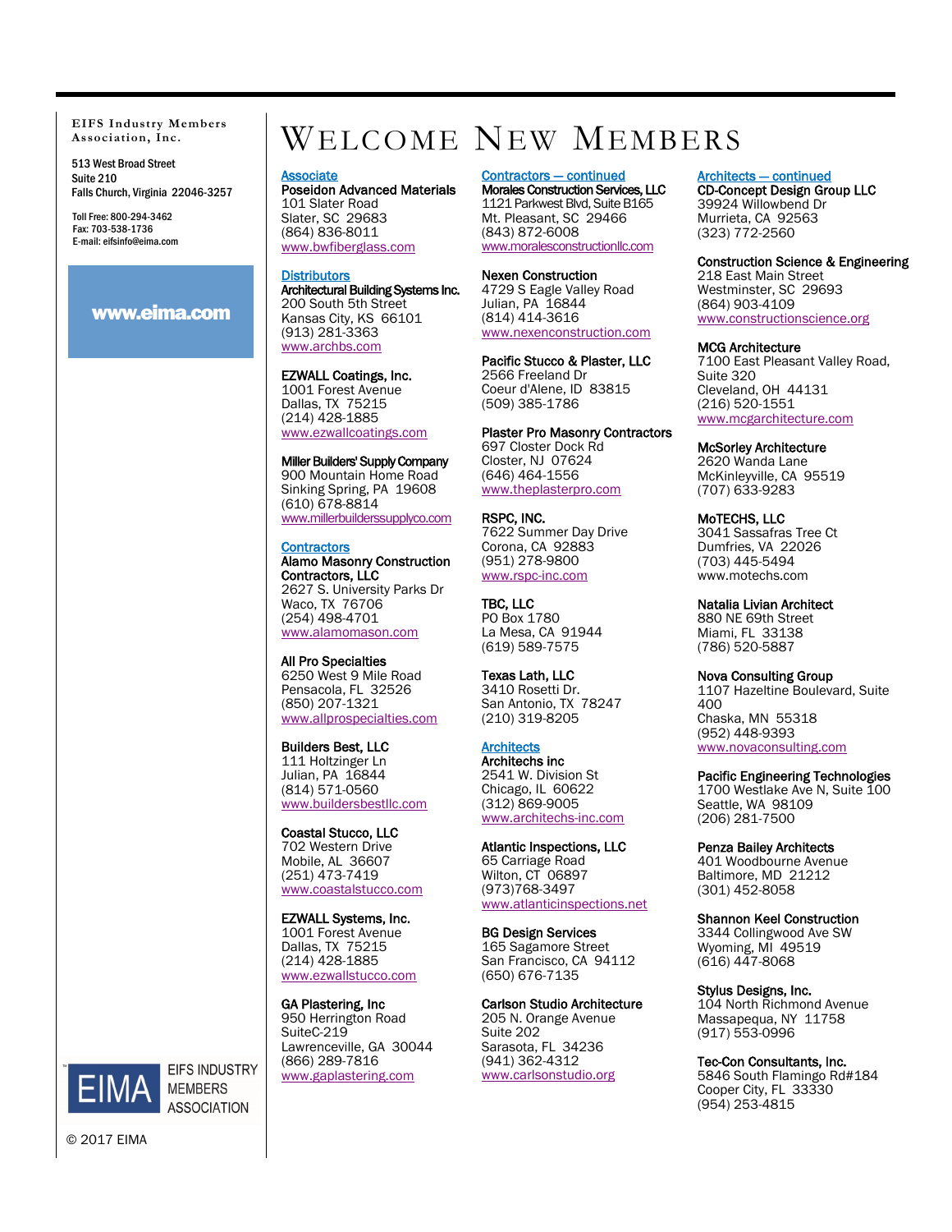EIFS Industry Members Association, Inc.

513 West Broad Street
Suite 210
Falls Church, Virginia 22046-3257

Toll Free: 800-294-3462
Fax: 703-538-1736
E-mail: eifsinfo@eima.com

www.eima.com

EIMA EIFS INDUSTRY MEMBERS ASSOCIATION

© 2017 EIMA

# Welcome New Members

## Associate

**Poseidon Advanced Materials**
101 Slater Road
Slater, SC 29683
(864) 836-8011
www.bwfiberglass.com

## Distributors

**Architectural Building Systems Inc.**
200 South 5th Street
Kansas City, KS 66101
(913) 281-3363
www.archbs.com

**EZWALL Coatings, Inc.**
1001 Forest Avenue
Dallas, TX 75215
(214) 428-1885
www.ezwallcoatings.com

**Miller Builders' Supply Company**
900 Mountain Home Road
Sinking Spring, PA 19608
(610) 678-8814
www.millerbuilderssupplyco.com

## Contractors

**Alamo Masonry Construction Contractors, LLC**
2627 S. University Parks Dr
Waco, TX 76706
(254) 498-4701
www.alamomason.com

**All Pro Specialties**
6250 West 9 Mile Road
Pensacola, FL 32526
(850) 207-1321
www.allprospecialties.com

**Builders Best, LLC**
111 Holtzinger Ln
Julian, PA 16844
(814) 571-0560
www.buildersbestllc.com

**Coastal Stucco, LLC**
702 Western Drive
Mobile, AL 36607
(251) 473-7419
www.coastalstucco.com

**EZWALL Systems, Inc.**
1001 Forest Avenue
Dallas, TX 75215
(214) 428-1885
www.ezwallstucco.com

**GA Plastering, Inc**
950 Herrington Road
SuiteC-219
Lawrenceville, GA 30044
(866) 289-7816
www.gaplastering.com

## Contractors — continued

**Morales Construction Services, LLC**
1121 Parkwest Blvd, Suite B165
Mt. Pleasant, SC 29466
(843) 872-6008
www.moralesconstructionllc.com

**Nexen Construction**
4729 S Eagle Valley Road
Julian, PA 16844
(814) 414-3616
www.nexenconstruction.com

**Pacific Stucco & Plaster, LLC**
2566 Freeland Dr
Coeur d'Alene, ID 83815
(509) 385-1786

**Plaster Pro Masonry Contractors**
697 Closter Dock Rd
Closter, NJ 07624
(646) 464-1556
www.theplasterpro.com

**RSPC, INC.**
7622 Summer Day Drive
Corona, CA 92883
(951) 278-9800
www.rspc-inc.com

**TBC, LLC**
PO Box 1780
La Mesa, CA 91944
(619) 589-7575

**Texas Lath, LLC**
3410 Rosetti Dr.
San Antonio, TX 78247
(210) 319-8205

## Architects

**Architechs inc**
2541 W. Division St
Chicago, IL 60622
(312) 869-9005
www.architechs-inc.com

**Atlantic Inspections, LLC**
65 Carriage Road
Wilton, CT 06897
(973)768-3497
www.atlanticinspections.net

**BG Design Services**
165 Sagamore Street
San Francisco, CA 94112
(650) 676-7135

**Carlson Studio Architecture**
205 N. Orange Avenue
Suite 202
Sarasota, FL 34236
(941) 362-4312
www.carlsonstudio.org

## Architects — continued

**CD-Concept Design Group LLC**
39924 Willowbend Dr
Murrieta, CA 92563
(323) 772-2560

**Construction Science & Engineering**
218 East Main Street
Westminster, SC 29693
(864) 903-4109
www.constructionscience.org

**MCG Architecture**
7100 East Pleasant Valley Road, Suite 320
Cleveland, OH 44131
(216) 520-1551
www.mcgarchitecture.com

**McSorley Architecture**
2620 Wanda Lane
McKinleyville, CA 95519
(707) 633-9283

**MoTECHS, LLC**
3041 Sassafras Tree Ct
Dumfries, VA 22026
(703) 445-5494
www.motechs.com

**Natalia Livian Architect**
880 NE 69th Street
Miami, FL 33138
(786) 520-5887

**Nova Consulting Group**
1107 Hazeltine Boulevard, Suite 400
Chaska, MN 55318
(952) 448-9393
www.novaconsulting.com

**Pacific Engineering Technologies**
1700 Westlake Ave N, Suite 100
Seattle, WA 98109
(206) 281-7500

**Penza Bailey Architects**
401 Woodbourne Avenue
Baltimore, MD 21212
(301) 452-8058

**Shannon Keel Construction**
3344 Collingwood Ave SW
Wyoming, MI 49519
(616) 447-8068

**Stylus Designs, Inc.**
104 North Richmond Avenue
Massapequa, NY 11758
(917) 553-0996

**Tec-Con Consultants, Inc.**
5846 South Flamingo Rd#184
Cooper City, FL 33330
(954) 253-4815